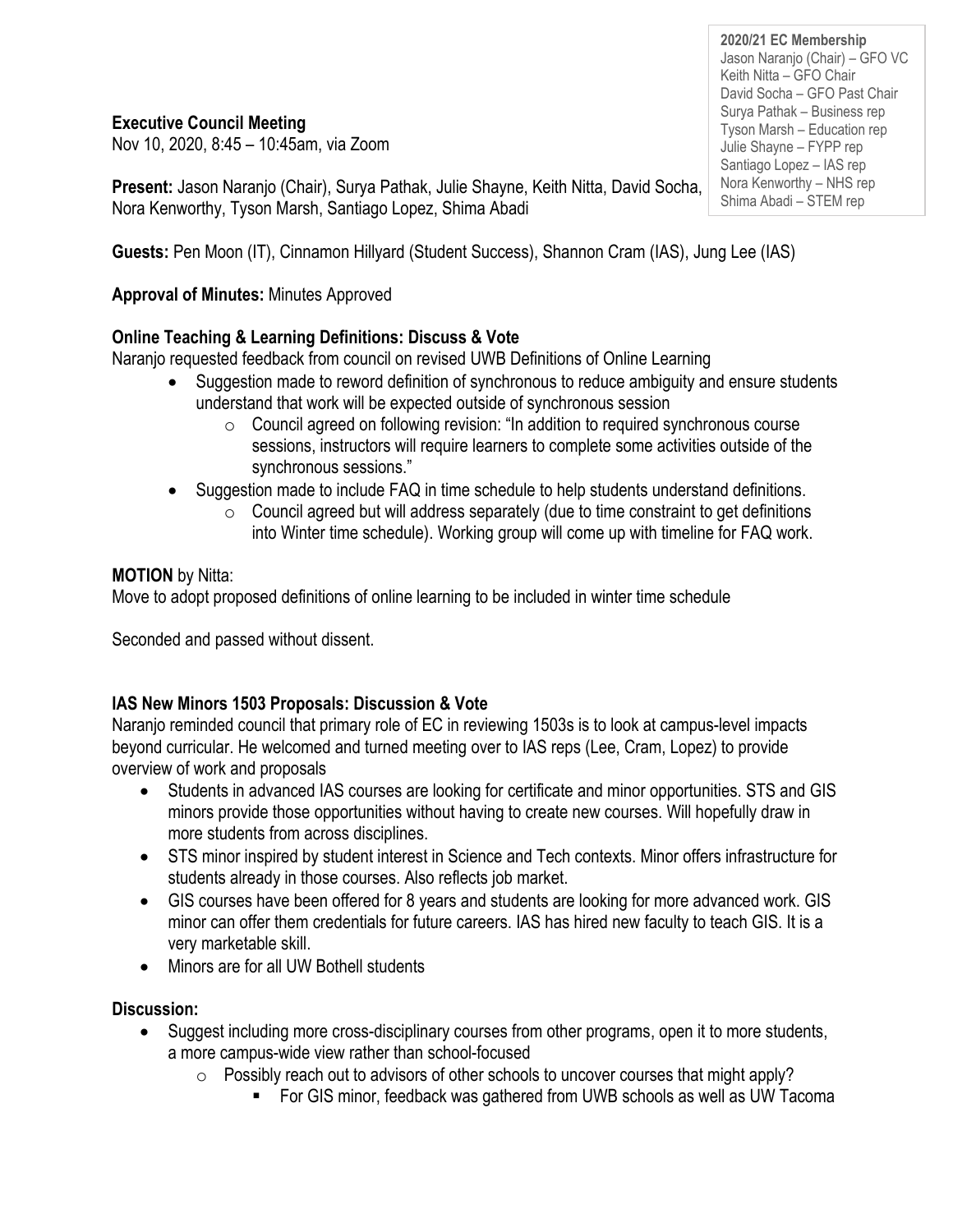**2020/21 EC Membership**
Jason Naranjo (Chair) – GFO VC
Keith Nitta – GFO Chair
David Socha – GFO Past Chair
Surya Pathak – Business rep
Tyson Marsh – Education rep
Julie Shayne – FYPP rep
Santiago Lopez – IAS rep
Nora Kenworthy – NHS rep
Shima Abadi – STEM rep

**Executive Council Meeting**
Nov 10, 2020, 8:45 – 10:45am, via Zoom

**Present:** Jason Naranjo (Chair), Surya Pathak, Julie Shayne, Keith Nitta, David Socha, Nora Kenworthy, Tyson Marsh, Santiago Lopez, Shima Abadi

**Guests:** Pen Moon (IT), Cinnamon Hillyard (Student Success), Shannon Cram (IAS), Jung Lee (IAS)

**Approval of Minutes:** Minutes Approved

**Online Teaching & Learning Definitions: Discuss & Vote**

Naranjo requested feedback from council on revised UWB Definitions of Online Learning

- Suggestion made to reword definition of synchronous to reduce ambiguity and ensure students understand that work will be expected outside of synchronous session
  - Council agreed on following revision: "In addition to required synchronous course sessions, instructors will require learners to complete some activities outside of the synchronous sessions."
- Suggestion made to include FAQ in time schedule to help students understand definitions.
  - Council agreed but will address separately (due to time constraint to get definitions into Winter time schedule). Working group will come up with timeline for FAQ work.

**MOTION** by Nitta:

Move to adopt proposed definitions of online learning to be included in winter time schedule

Seconded and passed without dissent.

**IAS New Minors 1503 Proposals: Discussion & Vote**

Naranjo reminded council that primary role of EC in reviewing 1503s is to look at campus-level impacts beyond curricular. He welcomed and turned meeting over to IAS reps (Lee, Cram, Lopez) to provide overview of work and proposals

- Students in advanced IAS courses are looking for certificate and minor opportunities. STS and GIS minors provide those opportunities without having to create new courses. Will hopefully draw in more students from across disciplines.
- STS minor inspired by student interest in Science and Tech contexts. Minor offers infrastructure for students already in those courses. Also reflects job market.
- GIS courses have been offered for 8 years and students are looking for more advanced work. GIS minor can offer them credentials for future careers. IAS has hired new faculty to teach GIS. It is a very marketable skill.
- Minors are for all UW Bothell students

**Discussion:**

- Suggest including more cross-disciplinary courses from other programs, open it to more students, a more campus-wide view rather than school-focused
  - Possibly reach out to advisors of other schools to uncover courses that might apply?
    - For GIS minor, feedback was gathered from UWB schools as well as UW Tacoma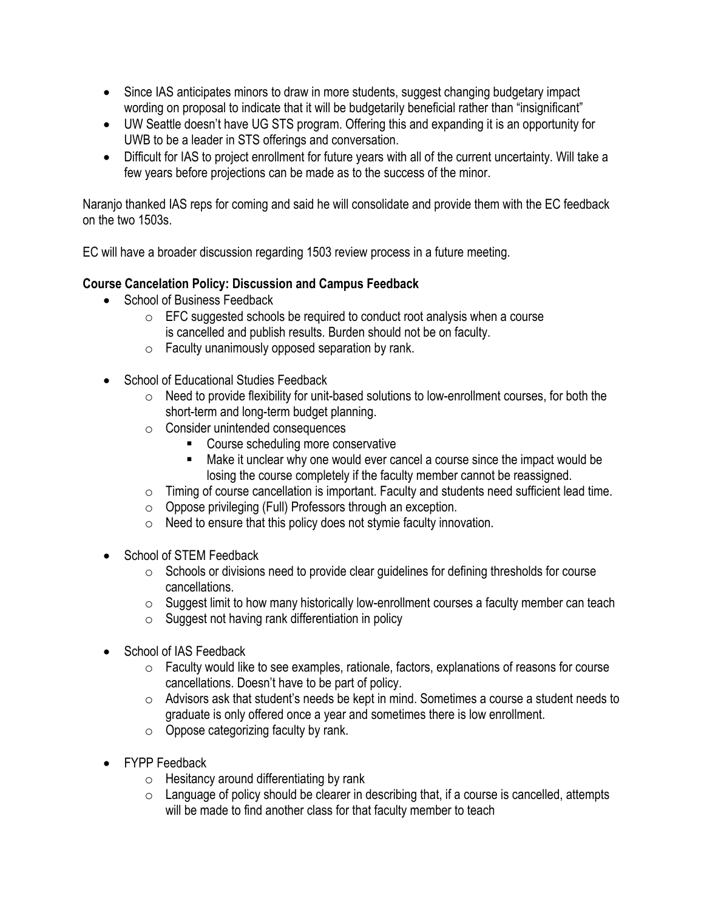- Since IAS anticipates minors to draw in more students, suggest changing budgetary impact wording on proposal to indicate that it will be budgetarily beneficial rather than "insignificant"
- UW Seattle doesn't have UG STS program. Offering this and expanding it is an opportunity for UWB to be a leader in STS offerings and conversation.
- Difficult for IAS to project enrollment for future years with all of the current uncertainty. Will take a few years before projections can be made as to the success of the minor.

Naranjo thanked IAS reps for coming and said he will consolidate and provide them with the EC feedback on the two 1503s.

EC will have a broader discussion regarding 1503 review process in a future meeting.

**Course Cancelation Policy: Discussion and Campus Feedback**

- School of Business Feedback
  - EFC suggested schools be required to conduct root analysis when a course is cancelled and publish results. Burden should not be on faculty.
  - Faculty unanimously opposed separation by rank.

- School of Educational Studies Feedback
  - Need to provide flexibility for unit-based solutions to low-enrollment courses, for both the short-term and long-term budget planning.
  - Consider unintended consequences
    - Course scheduling more conservative
    - Make it unclear why one would ever cancel a course since the impact would be losing the course completely if the faculty member cannot be reassigned.
  - Timing of course cancellation is important. Faculty and students need sufficient lead time.
  - Oppose privileging (Full) Professors through an exception.
  - Need to ensure that this policy does not stymie faculty innovation.

- School of STEM Feedback
  - Schools or divisions need to provide clear guidelines for defining thresholds for course cancellations.
  - Suggest limit to how many historically low-enrollment courses a faculty member can teach
  - Suggest not having rank differentiation in policy

- School of IAS Feedback
  - Faculty would like to see examples, rationale, factors, explanations of reasons for course cancellations. Doesn't have to be part of policy.
  - Advisors ask that student's needs be kept in mind. Sometimes a course a student needs to graduate is only offered once a year and sometimes there is low enrollment.
  - Oppose categorizing faculty by rank.

- FYPP Feedback
  - Hesitancy around differentiating by rank
  - Language of policy should be clearer in describing that, if a course is cancelled, attempts will be made to find another class for that faculty member to teach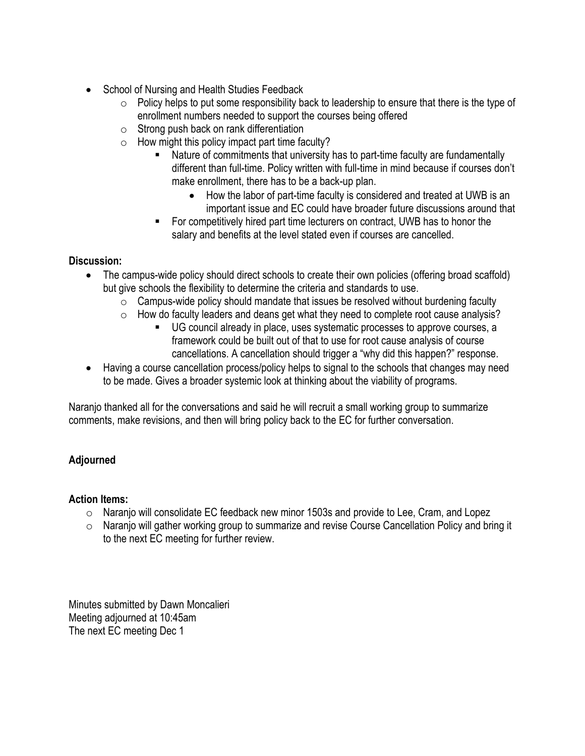- School of Nursing and Health Studies Feedback
    - Policy helps to put some responsibility back to leadership to ensure that there is the type of enrollment numbers needed to support the courses being offered
    - Strong push back on rank differentiation
    - How might this policy impact part time faculty?
        - Nature of commitments that university has to part-time faculty are fundamentally different than full-time. Policy written with full-time in mind because if courses don't make enrollment, there has to be a back-up plan.
            - How the labor of part-time faculty is considered and treated at UWB is an important issue and EC could have broader future discussions around that
        - For competitively hired part time lecturers on contract, UWB has to honor the salary and benefits at the level stated even if courses are cancelled.

**Discussion:**

- The campus-wide policy should direct schools to create their own policies (offering broad scaffold) but give schools the flexibility to determine the criteria and standards to use.
    - Campus-wide policy should mandate that issues be resolved without burdening faculty
    - How do faculty leaders and deans get what they need to complete root cause analysis?
        - UG council already in place, uses systematic processes to approve courses, a framework could be built out of that to use for root cause analysis of course cancellations. A cancellation should trigger a "why did this happen?" response.
- Having a course cancellation process/policy helps to signal to the schools that changes may need to be made. Gives a broader systemic look at thinking about the viability of programs.

Naranjo thanked all for the conversations and said he will recruit a small working group to summarize comments, make revisions, and then will bring policy back to the EC for further conversation.

**Adjourned**

**Action Items:**

- Naranjo will consolidate EC feedback new minor 1503s and provide to Lee, Cram, and Lopez
- Naranjo will gather working group to summarize and revise Course Cancellation Policy and bring it to the next EC meeting for further review.

Minutes submitted by Dawn Moncalieri
Meeting adjourned at 10:45am
The next EC meeting Dec 1